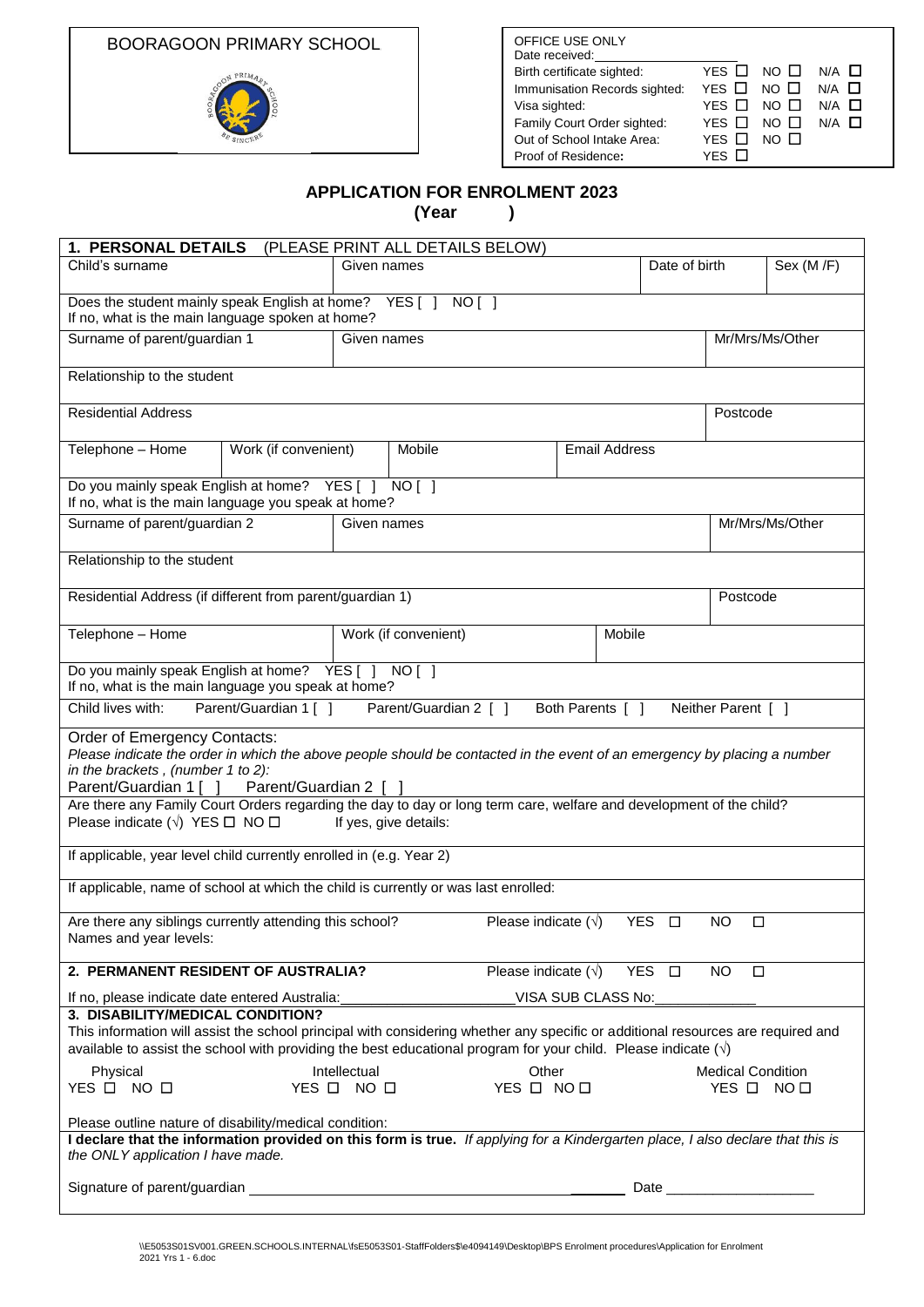BOORAGOON PRIMARY SCHOOL

| OFFICE USE ONLY | | | |
|---|---|---|---|
| Date received: | | | |
| Birth certificate sighted: | YES ☐ | NO ☐ | N/A ☐ |
| Immunisation Records sighted: | YES ☐ | NO ☐ | N/A ☐ |
| Visa sighted: | YES ☐ | NO ☐ | N/A ☐ |
| Family Court Order sighted: | YES ☐ | NO ☐ | N/A ☐ |
| Out of School Intake Area: | YES ☐ | NO ☐ | |
| Proof of Residence: | YES ☐ | | |

# APPLICATION FOR ENROLMENT 2023

**(Year )**

## 1. PERSONAL DETAILS (PLEASE PRINT ALL DETAILS BELOW)

| Child's surname | Given names | Date of birth | Sex (M /F) |
|---|---|---|---|
| | | | |

Does the student mainly speak English at home? YES [ ] NO [ ]
If no, what is the main language spoken at home?

| Surname of parent/guardian 1 | Given names | Mr/Mrs/Ms/Other |
|---|---|---|
| | | |

Relationship to the student

| Residential Address | Postcode |
|---|---|
| | |

| Telephone – Home | Work (if convenient) | Mobile | Email Address |
|---|---|---|---|
| | | | |

Do you mainly speak English at home? YES [ ] NO [ ]
If no, what is the main language you speak at home?

| Surname of parent/guardian 2 | Given names | Mr/Mrs/Ms/Other |
|---|---|---|
| | | |

Relationship to the student

| Residential Address (if different from parent/guardian 1) | Postcode |
|---|---|
| | |

| Telephone – Home | Work (if convenient) | Mobile |
|---|---|---|
| | | |

Do you mainly speak English at home? YES [ ] NO [ ]
If no, what is the main language you speak at home?

Child lives with: Parent/Guardian 1 [ ] Parent/Guardian 2 [ ] Both Parents [ ] Neither Parent [ ]

Order of Emergency Contacts:
*Please indicate the order in which the above people should be contacted in the event of an emergency by placing a number in the brackets , (number 1 to 2):*
Parent/Guardian 1 [ ] Parent/Guardian 2 [ ]

Are there any Family Court Orders regarding the day to day or long term care, welfare and development of the child?
Please indicate (√) YES ☐ NO ☐ If yes, give details:

If applicable, year level child currently enrolled in (e.g. Year 2)

If applicable, name of school at which the child is currently or was last enrolled:

Are there any siblings currently attending this school? Please indicate (√) YES ☐ NO ☐
Names and year levels:

## 2. PERMANENT RESIDENT OF AUSTRALIA? Please indicate (√) YES ☐ NO ☐

If no, please indicate date entered Australia:\_\_\_\_\_\_\_\_\_\_\_\_\_\_\_\_ VISA SUB CLASS No:\_\_\_\_\_\_\_\_\_\_

## 3. DISABILITY/MEDICAL CONDITION?

This information will assist the school principal with considering whether any specific or additional resources are required and available to assist the school with providing the best educational program for your child. Please indicate (√)

| Physical | Intellectual | Other | Medical Condition |
|---|---|---|---|
| YES ☐ NO ☐ | YES ☐ NO ☐ | YES ☐ NO ☐ | YES ☐ NO ☐ |

Please outline nature of disability/medical condition:

**I declare that the information provided on this form is true.** *If applying for a Kindergarten place, I also declare that this is the ONLY application I have made.*

Signature of parent/guardian \_\_\_\_\_\_\_\_\_\_\_\_\_\_\_\_\_\_\_\_\_\_\_\_\_\_\_\_\_\_\_\_\_\_\_\_\_\_\_\_ Date \_\_\_\_\_\_\_\_\_\_\_\_\_\_\_\_\_\_

\\E5053S01SV001.GREEN.SCHOOLS.INTERNAL\fsE5053S01-StaffFolders$\e4094149\Desktop\BPS Enrolment procedures\Application for Enrolment 2021 Yrs 1 - 6.doc